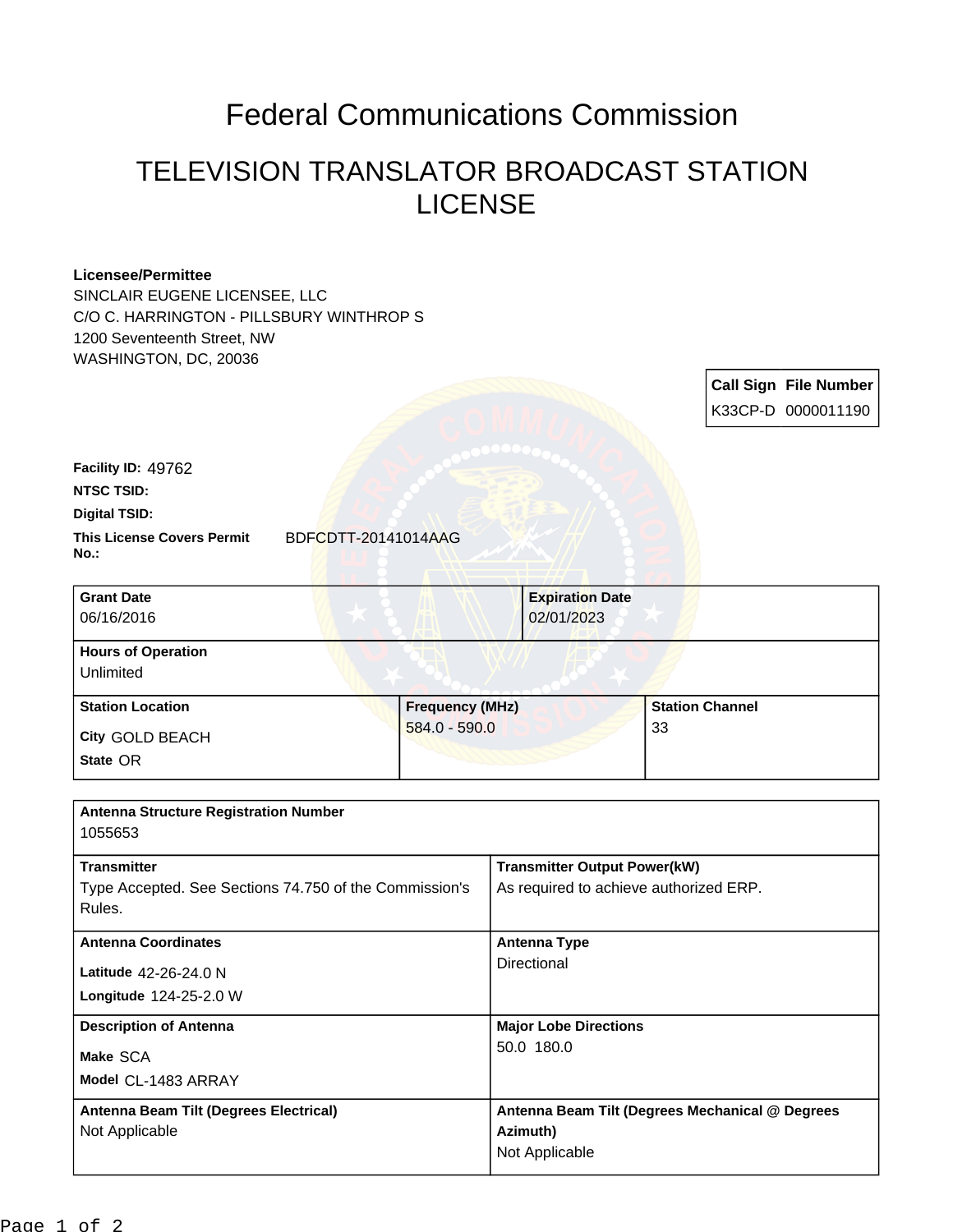# Federal Communications Commission

## TELEVISION TRANSLATOR BROADCAST STATION LICENSE

**Licensee/Permittee**
SINCLAIR EUGENE LICENSEE, LLC
C/O C. HARRINGTON - PILLSBURY WINTHROP S
1200 Seventeenth Street, NW
WASHINGTON, DC, 20036

| Call Sign | File Number |
|---|---|
| K33CP-D | 0000011190 |

**Facility ID:** 49762

**NTSC TSID:**

**Digital TSID:**

**This License Covers Permit No.:** BDFCDTT-20141014AAG

| Grant Date | Expiration Date |
|---|---|
| 06/16/2016 | 02/01/2023 |

| Hours of Operation |
|---|
| Unlimited |

| Station Location | Frequency (MHz) | Station Channel |
|---|---|---|
| City GOLD BEACH<br>State OR | 584.0 - 590.0 | 33 |

| Antenna Structure Registration Number | |
|---|---|
| 1055653 | |
| **Transmitter** | **Transmitter Output Power(kW)** |
| Type Accepted. See Sections 74.750 of the Commission's Rules. | As required to achieve authorized ERP. |
| **Antenna Coordinates** | **Antenna Type** |
| Latitude 42-26-24.0 N<br>Longitude 124-25-2.0 W | Directional |
| **Description of Antenna** | **Major Lobe Directions** |
| Make SCA<br>Model CL-1483 ARRAY | 50.0 180.0 |
| **Antenna Beam Tilt (Degrees Electrical)** | **Antenna Beam Tilt (Degrees Mechanical @ Degrees Azimuth)** |
| Not Applicable | Not Applicable |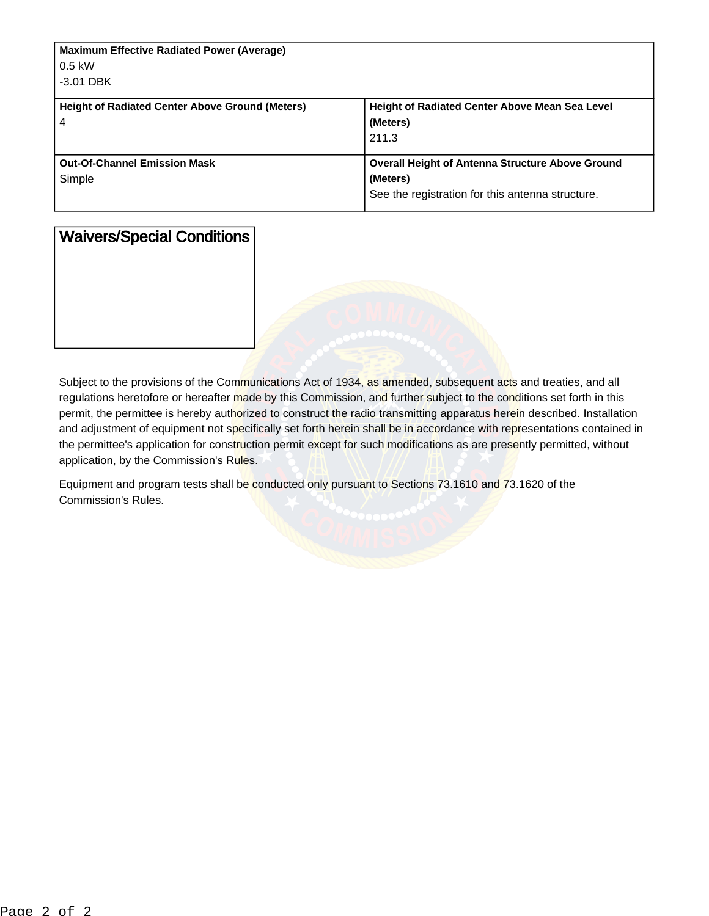| | |
|---|---|
| **Maximum Effective Radiated Power (Average)**<br>0.5 kW<br>-3.01 DBK | |
| **Height of Radiated Center Above Ground (Meters)**<br>4 | **Height of Radiated Center Above Mean Sea Level (Meters)**<br>211.3 |
| **Out-Of-Channel Emission Mask**<br>Simple | **Overall Height of Antenna Structure Above Ground (Meters)**<br>See the registration for this antenna structure. |

## Waivers/Special Conditions

Subject to the provisions of the Communications Act of 1934, as amended, subsequent acts and treaties, and all regulations heretofore or hereafter made by this Commission, and further subject to the conditions set forth in this permit, the permittee is hereby authorized to construct the radio transmitting apparatus herein described. Installation and adjustment of equipment not specifically set forth herein shall be in accordance with representations contained in the permittee's application for construction permit except for such modifications as are presently permitted, without application, by the Commission's Rules.

Equipment and program tests shall be conducted only pursuant to Sections 73.1610 and 73.1620 of the Commission's Rules.